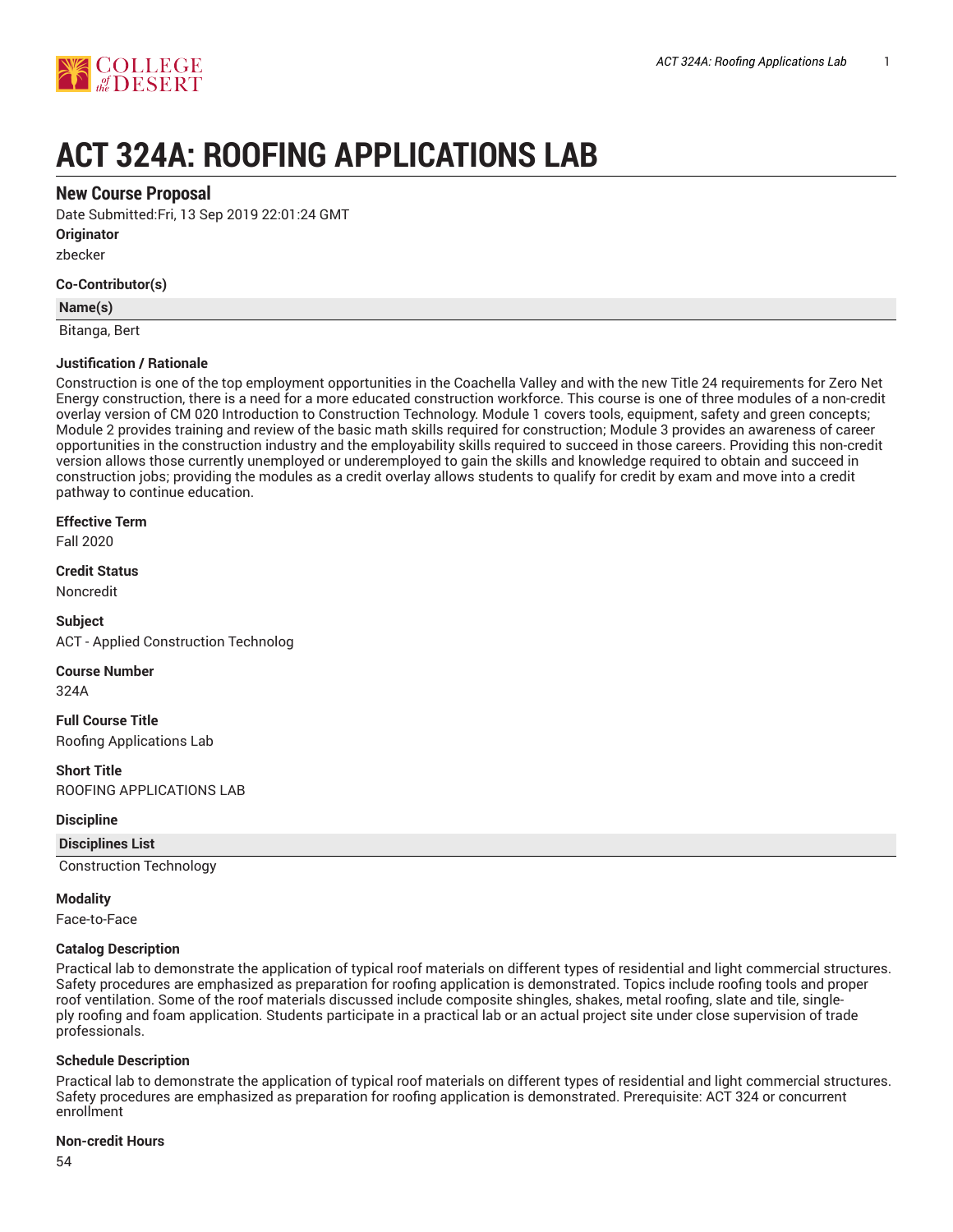# ACT 324A: ROOFING APPLICATIONS LAB

## New Course Proposal

Date Submitted:Fri, 13 Sep 2019 22:01:24 GMT

**Originator**

zbecker

**Co-Contributor(s)**

| Name(s) |
|---|
| Bitanga, Bert |

**Justification / Rationale**

Construction is one of the top employment opportunities in the Coachella Valley and with the new Title 24 requirements for Zero Net Energy construction, there is a need for a more educated construction workforce. This course is one of three modules of a non-credit overlay version of CM 020 Introduction to Construction Technology. Module 1 covers tools, equipment, safety and green concepts; Module 2 provides training and review of the basic math skills required for construction; Module 3 provides an awareness of career opportunities in the construction industry and the employability skills required to succeed in those careers. Providing this non-credit version allows those currently unemployed or underemployed to gain the skills and knowledge required to obtain and succeed in construction jobs; providing the modules as a credit overlay allows students to qualify for credit by exam and move into a credit pathway to continue education.

**Effective Term**

Fall 2020

**Credit Status**

Noncredit

**Subject**

ACT - Applied Construction Technolog

**Course Number**

324A

**Full Course Title**

Roofing Applications Lab

**Short Title**

ROOFING APPLICATIONS LAB

**Discipline**

| Disciplines List |
|---|
| Construction Technology |

**Modality**

Face-to-Face

**Catalog Description**

Practical lab to demonstrate the application of typical roof materials on different types of residential and light commercial structures. Safety procedures are emphasized as preparation for roofing application is demonstrated. Topics include roofing tools and proper roof ventilation. Some of the roof materials discussed include composite shingles, shakes, metal roofing, slate and tile, single-ply roofing and foam application. Students participate in a practical lab or an actual project site under close supervision of trade professionals.

**Schedule Description**

Practical lab to demonstrate the application of typical roof materials on different types of residential and light commercial structures. Safety procedures are emphasized as preparation for roofing application is demonstrated. Prerequisite: ACT 324 or concurrent enrollment

**Non-credit Hours**

54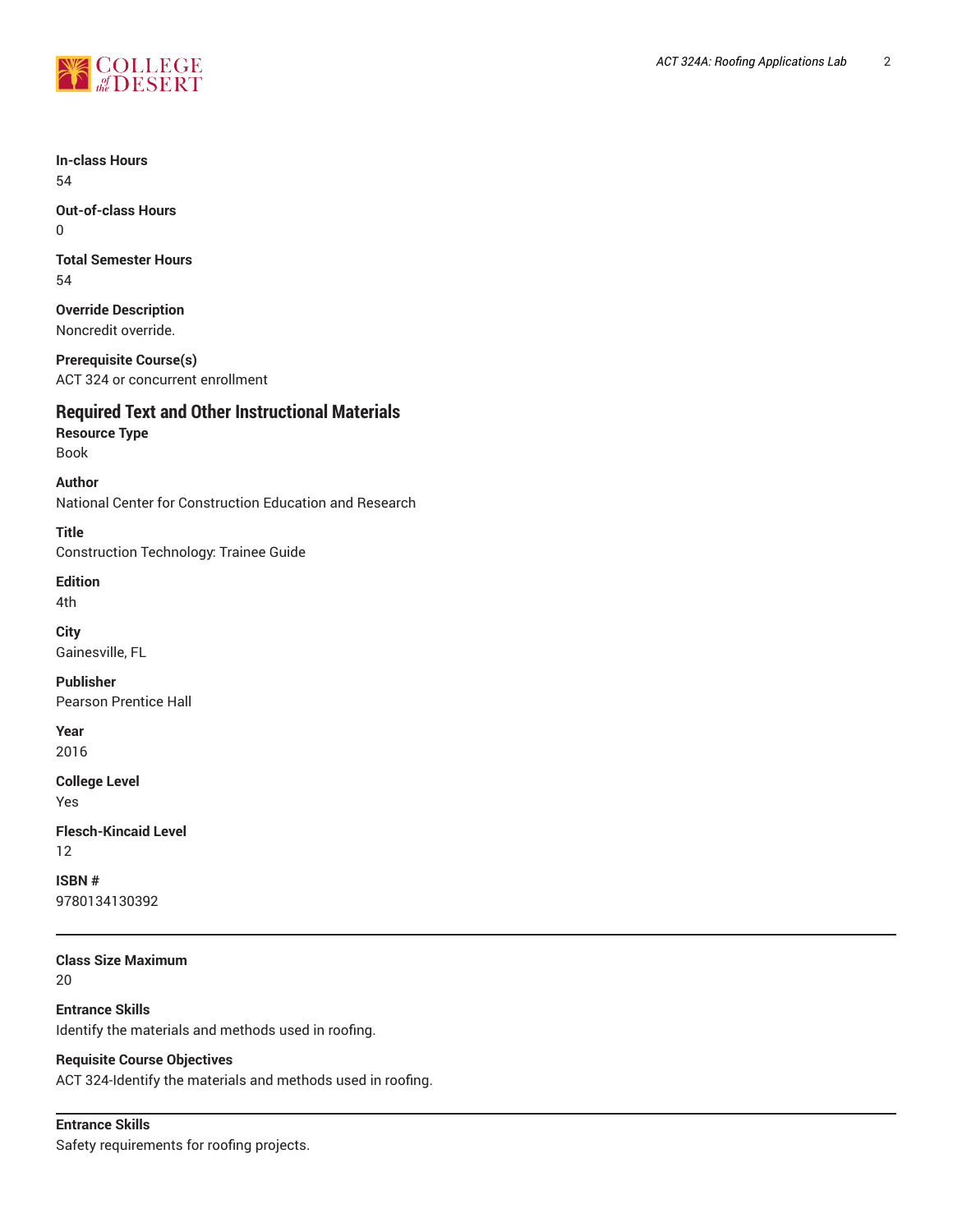**In-class Hours**
54

**Out-of-class Hours**
0

**Total Semester Hours**
54

**Override Description**
Noncredit override.

**Prerequisite Course(s)**
ACT 324 or concurrent enrollment

## Required Text and Other Instructional Materials

**Resource Type**
Book

**Author**
National Center for Construction Education and Research

**Title**
Construction Technology: Trainee Guide

**Edition**
4th

**City**
Gainesville, FL

**Publisher**
Pearson Prentice Hall

**Year**
2016

**College Level**
Yes

**Flesch-Kincaid Level**
12

**ISBN #**
9780134130392

---

**Class Size Maximum**
20

**Entrance Skills**
Identify the materials and methods used in roofing.

**Requisite Course Objectives**
ACT 324-Identify the materials and methods used in roofing.

---

**Entrance Skills**
Safety requirements for roofing projects.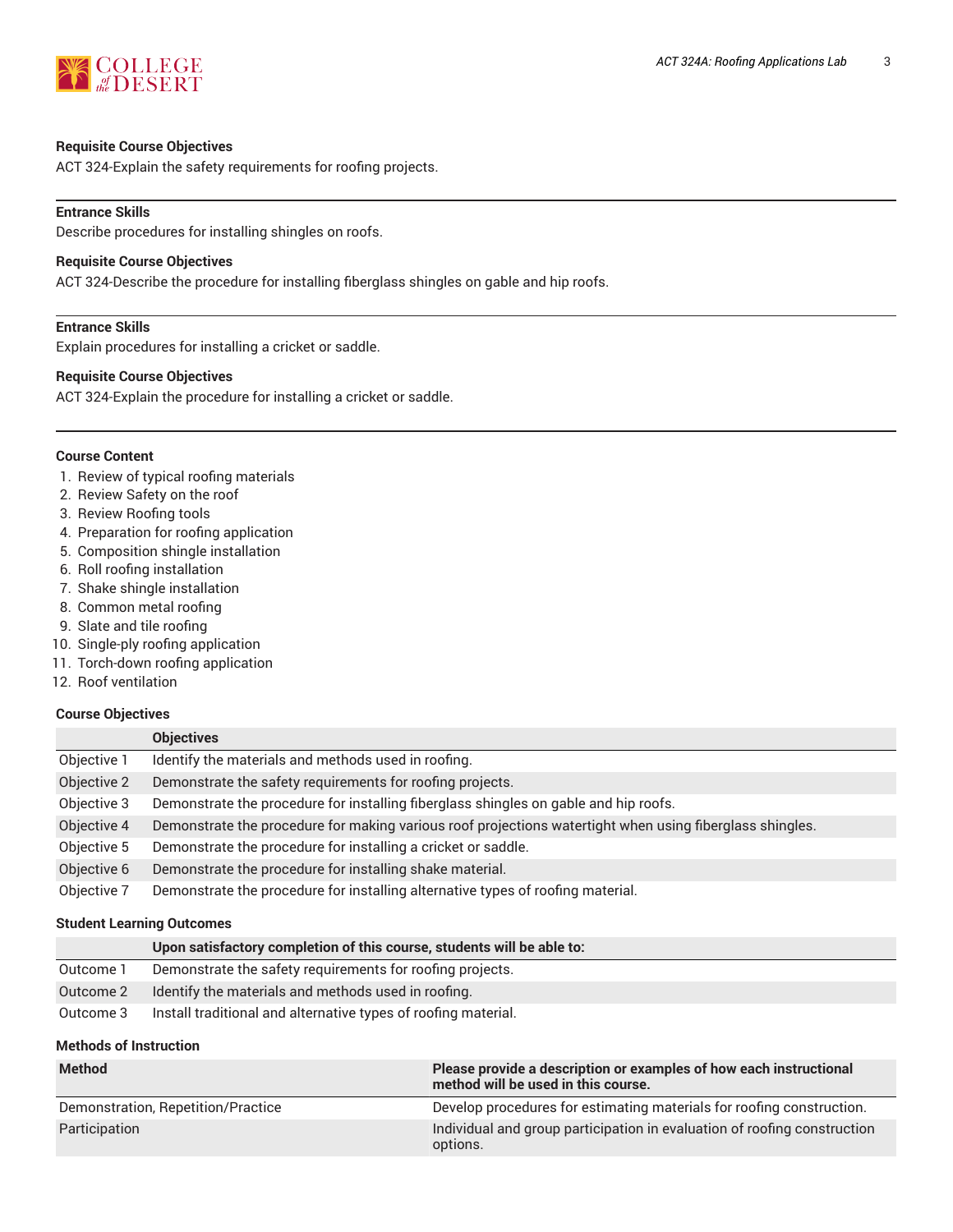**Requisite Course Objectives**

ACT 324-Explain the safety requirements for roofing projects.

---

**Entrance Skills**

Describe procedures for installing shingles on roofs.

**Requisite Course Objectives**

ACT 324-Describe the procedure for installing fiberglass shingles on gable and hip roofs.

---

**Entrance Skills**

Explain procedures for installing a cricket or saddle.

**Requisite Course Objectives**

ACT 324-Explain the procedure for installing a cricket or saddle.

---

### Course Content

1. Review of typical roofing materials
2. Review Safety on the roof
3. Review Roofing tools
4. Preparation for roofing application
5. Composition shingle installation
6. Roll roofing installation
7. Shake shingle installation
8. Common metal roofing
9. Slate and tile roofing
10. Single-ply roofing application
11. Torch-down roofing application
12. Roof ventilation

### Course Objectives

| | Objectives |
|---|---|
| Objective 1 | Identify the materials and methods used in roofing. |
| Objective 2 | Demonstrate the safety requirements for roofing projects. |
| Objective 3 | Demonstrate the procedure for installing fiberglass shingles on gable and hip roofs. |
| Objective 4 | Demonstrate the procedure for making various roof projections watertight when using fiberglass shingles. |
| Objective 5 | Demonstrate the procedure for installing a cricket or saddle. |
| Objective 6 | Demonstrate the procedure for installing shake material. |
| Objective 7 | Demonstrate the procedure for installing alternative types of roofing material. |

### Student Learning Outcomes

| | Upon satisfactory completion of this course, students will be able to: |
|---|---|
| Outcome 1 | Demonstrate the safety requirements for roofing projects. |
| Outcome 2 | Identify the materials and methods used in roofing. |
| Outcome 3 | Install traditional and alternative types of roofing material. |

### Methods of Instruction

| Method | Please provide a description or examples of how each instructional method will be used in this course. |
|---|---|
| Demonstration, Repetition/Practice | Develop procedures for estimating materials for roofing construction. |
| Participation | Individual and group participation in evaluation of roofing construction options. |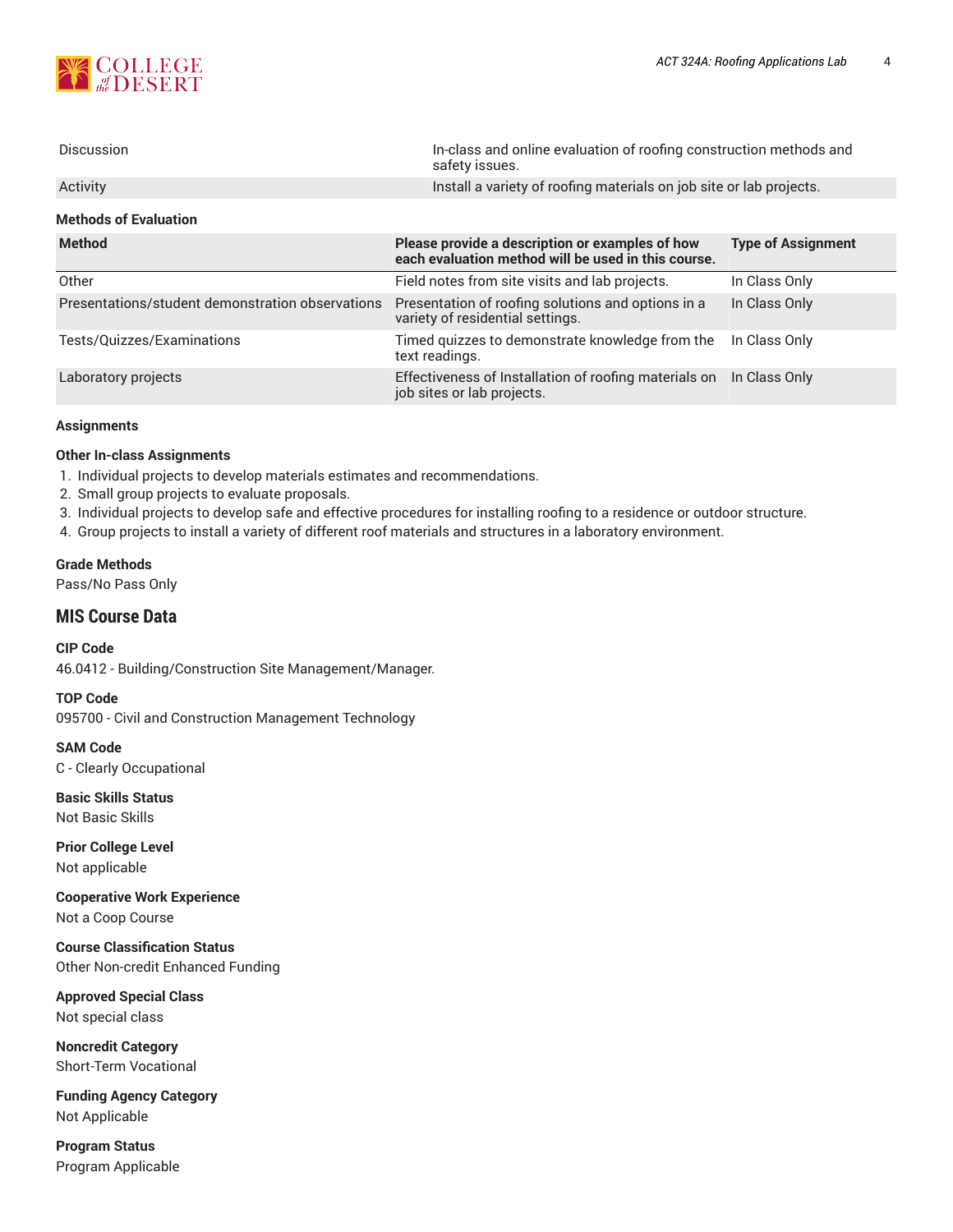| | |
|---|---|
| Discussion | In-class and online evaluation of roofing construction methods and safety issues. |
| Activity | Install a variety of roofing materials on job site or lab projects. |

#### Methods of Evaluation

| Method | Please provide a description or examples of how each evaluation method will be used in this course. | Type of Assignment |
|---|---|---|
| Other | Field notes from site visits and lab projects. | In Class Only |
| Presentations/student demonstration observations | Presentation of roofing solutions and options in a variety of residential settings. | In Class Only |
| Tests/Quizzes/Examinations | Timed quizzes to demonstrate knowledge from the text readings. | In Class Only |
| Laboratory projects | Effectiveness of Installation of roofing materials on job sites or lab projects. | In Class Only |

#### Assignments

**Other In-class Assignments**

1. Individual projects to develop materials estimates and recommendations.
2. Small group projects to evaluate proposals.
3. Individual projects to develop safe and effective procedures for installing roofing to a residence or outdoor structure.
4. Group projects to install a variety of different roof materials and structures in a laboratory environment.

#### Grade Methods

Pass/No Pass Only

## MIS Course Data

**CIP Code**
46.0412 - Building/Construction Site Management/Manager.

**TOP Code**
095700 - Civil and Construction Management Technology

**SAM Code**
C - Clearly Occupational

**Basic Skills Status**
Not Basic Skills

**Prior College Level**
Not applicable

**Cooperative Work Experience**
Not a Coop Course

**Course Classification Status**
Other Non-credit Enhanced Funding

**Approved Special Class**
Not special class

**Noncredit Category**
Short-Term Vocational

**Funding Agency Category**
Not Applicable

**Program Status**
Program Applicable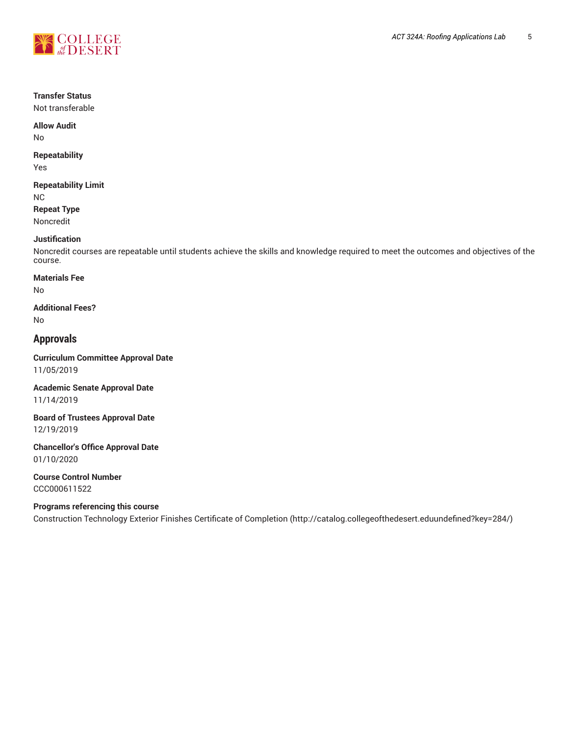**Transfer Status**
Not transferable

**Allow Audit**
No

**Repeatability**
Yes

**Repeatability Limit**
NC

**Repeat Type**
Noncredit

**Justification**
Noncredit courses are repeatable until students achieve the skills and knowledge required to meet the outcomes and objectives of the course.

**Materials Fee**
No

**Additional Fees?**
No

## Approvals

**Curriculum Committee Approval Date**
11/05/2019

**Academic Senate Approval Date**
11/14/2019

**Board of Trustees Approval Date**
12/19/2019

**Chancellor's Office Approval Date**
01/10/2020

**Course Control Number**
CCC000611522

**Programs referencing this course**
Construction Technology Exterior Finishes Certificate of Completion (http://catalog.collegeofthedesert.eduundefined?key=284/)